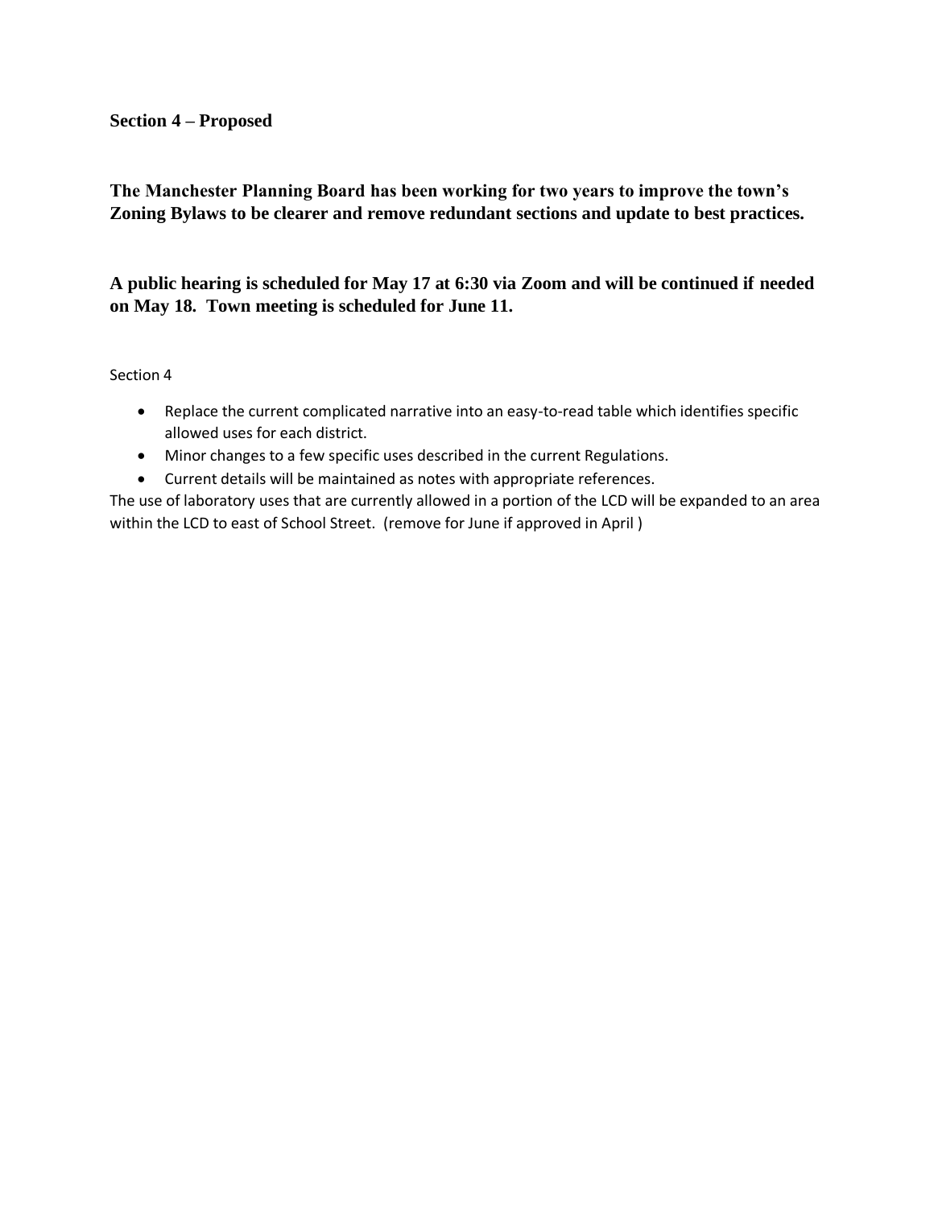**Section 4 – Proposed**

**The Manchester Planning Board has been working for two years to improve the town's Zoning Bylaws to be clearer and remove redundant sections and update to best practices.**

**A public hearing is scheduled for May 17 at 6:30 via Zoom and will be continued if needed on May 18. Town meeting is scheduled for June 11.**

Section 4

- Replace the current complicated narrative into an easy-to-read table which identifies specific allowed uses for each district.
- Minor changes to a few specific uses described in the current Regulations.
- Current details will be maintained as notes with appropriate references.

The use of laboratory uses that are currently allowed in a portion of the LCD will be expanded to an area within the LCD to east of School Street. (remove for June if approved in April )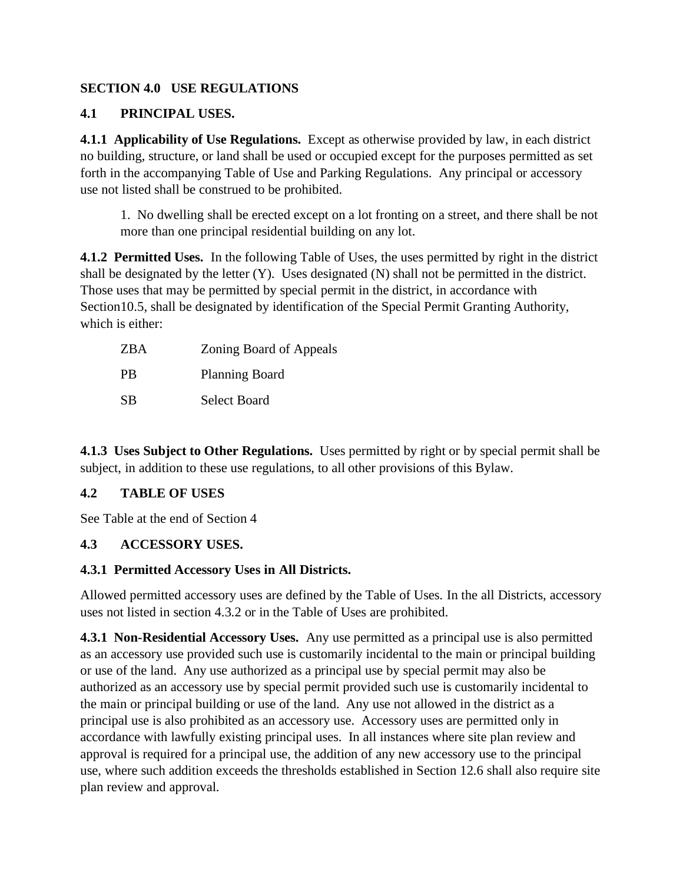**SECTION 4.0 USE REGULATIONS**

**4.1 PRINCIPAL USES.**

**4.1.1 Applicability of Use Regulations.** Except as otherwise provided by law, in each district no building, structure, or land shall be used or occupied except for the purposes permitted as set forth in the accompanying Table of Use and Parking Regulations. Any principal or accessory use not listed shall be construed to be prohibited.

1. No dwelling shall be erected except on a lot fronting on a street, and there shall be not more than one principal residential building on any lot.

**4.1.2 Permitted Uses.** In the following Table of Uses, the uses permitted by right in the district shall be designated by the letter (Y). Uses designated (N) shall not be permitted in the district. Those uses that may be permitted by special permit in the district, in accordance with Section10.5, shall be designated by identification of the Special Permit Granting Authority, which is either:

| | |
|---|---|
| ZBA | Zoning Board of Appeals |
| PB | Planning Board |
| SB | Select Board |

**4.1.3 Uses Subject to Other Regulations.** Uses permitted by right or by special permit shall be subject, in addition to these use regulations, to all other provisions of this Bylaw.

**4.2 TABLE OF USES**

See Table at the end of Section 4

**4.3 ACCESSORY USES.**

**4.3.1 Permitted Accessory Uses in All Districts.**

Allowed permitted accessory uses are defined by the Table of Uses. In the all Districts, accessory uses not listed in section 4.3.2 or in the Table of Uses are prohibited.

**4.3.1 Non-Residential Accessory Uses.** Any use permitted as a principal use is also permitted as an accessory use provided such use is customarily incidental to the main or principal building or use of the land. Any use authorized as a principal use by special permit may also be authorized as an accessory use by special permit provided such use is customarily incidental to the main or principal building or use of the land. Any use not allowed in the district as a principal use is also prohibited as an accessory use. Accessory uses are permitted only in accordance with lawfully existing principal uses. In all instances where site plan review and approval is required for a principal use, the addition of any new accessory use to the principal use, where such addition exceeds the thresholds established in Section 12.6 shall also require site plan review and approval.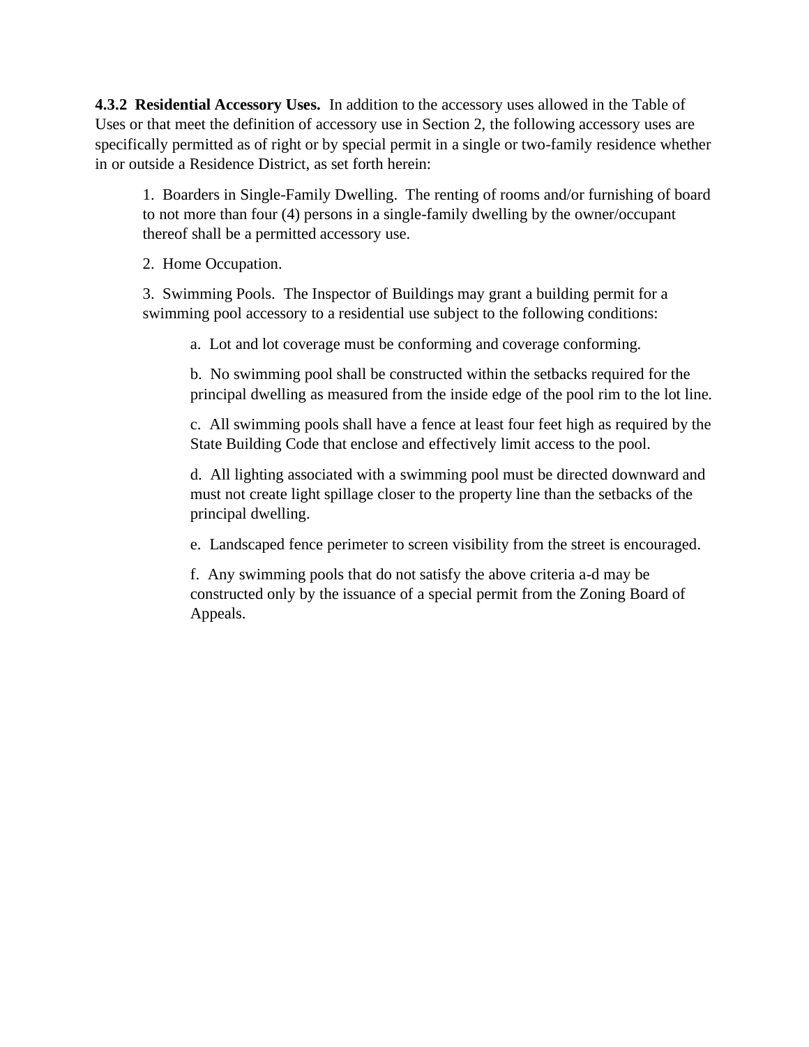**4.3.2 Residential Accessory Uses.** In addition to the accessory uses allowed in the Table of Uses or that meet the definition of accessory use in Section 2, the following accessory uses are specifically permitted as of right or by special permit in a single or two-family residence whether in or outside a Residence District, as set forth herein:

1. Boarders in Single-Family Dwelling. The renting of rooms and/or furnishing of board to not more than four (4) persons in a single-family dwelling by the owner/occupant thereof shall be a permitted accessory use.

2. Home Occupation.

3. Swimming Pools. The Inspector of Buildings may grant a building permit for a swimming pool accessory to a residential use subject to the following conditions:

   a. Lot and lot coverage must be conforming and coverage conforming.

   b. No swimming pool shall be constructed within the setbacks required for the principal dwelling as measured from the inside edge of the pool rim to the lot line.

   c. All swimming pools shall have a fence at least four feet high as required by the State Building Code that enclose and effectively limit access to the pool.

   d. All lighting associated with a swimming pool must be directed downward and must not create light spillage closer to the property line than the setbacks of the principal dwelling.

   e. Landscaped fence perimeter to screen visibility from the street is encouraged.

   f. Any swimming pools that do not satisfy the above criteria a-d may be constructed only by the issuance of a special permit from the Zoning Board of Appeals.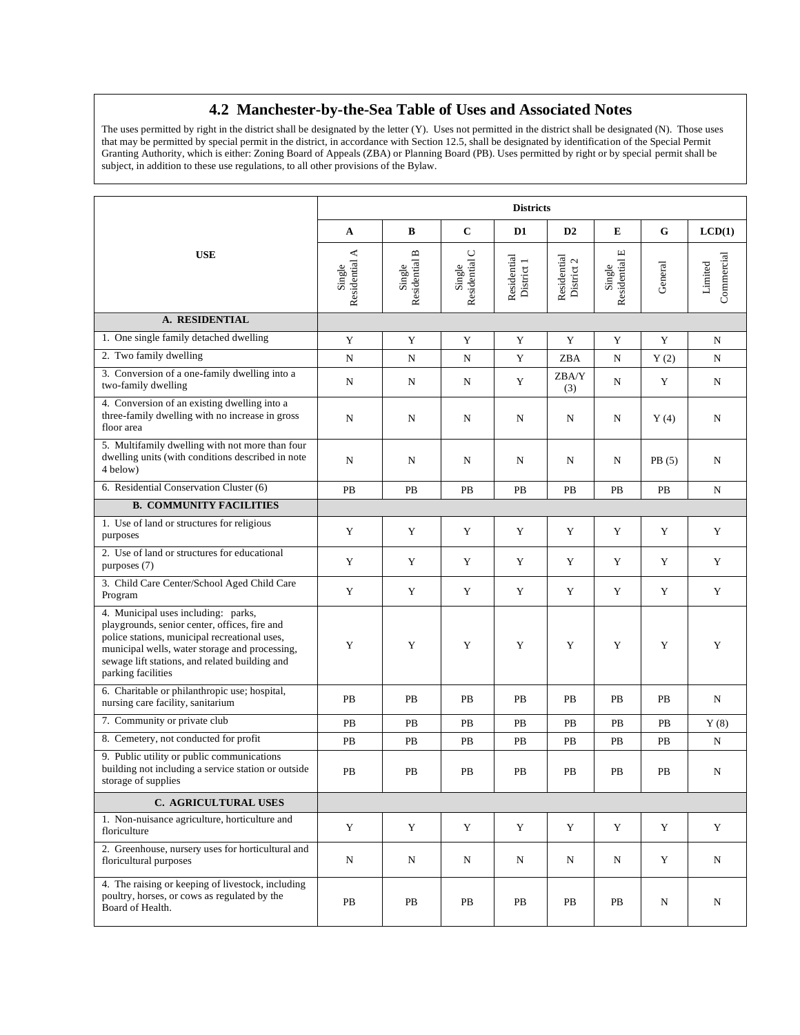## 4.2 Manchester-by-the-Sea Table of Uses and Associated Notes

The uses permitted by right in the district shall be designated by the letter (Y). Uses not permitted in the district shall be designated (N). Those uses that may be permitted by special permit in the district, in accordance with Section 12.5, shall be designated by identification of the Special Permit Granting Authority, which is either: Zoning Board of Appeals (ZBA) or Planning Board (PB). Uses permitted by right or by special permit shall be subject, in addition to these use regulations, to all other provisions of the Bylaw.

| USE | Districts | | | | | | | |
|---|---|---|---|---|---|---|---|---|
| | A | B | C | D1 | D2 | E | G | LCD(1) |
| | Single Residential A | Single Residential B | Single Residential C | Residential District 1 | Residential District 2 | Single Residential E | General | Limited Commercial |
| **A. RESIDENTIAL** | | | | | | | | |
| 1. One single family detached dwelling | Y | Y | Y | Y | Y | Y | Y | N |
| 2. Two family dwelling | N | N | N | Y | ZBA | N | Y (2) | N |
| 3. Conversion of a one-family dwelling into a two-family dwelling | N | N | N | Y | ZBA/Y (3) | N | Y | N |
| 4. Conversion of an existing dwelling into a three-family dwelling with no increase in gross floor area | N | N | N | N | N | N | Y (4) | N |
| 5. Multifamily dwelling with not more than four dwelling units (with conditions described in note 4 below) | N | N | N | N | N | N | PB (5) | N |
| 6. Residential Conservation Cluster (6) | PB | PB | PB | PB | PB | PB | PB | N |
| **B. COMMUNITY FACILITIES** | | | | | | | | |
| 1. Use of land or structures for religious purposes | Y | Y | Y | Y | Y | Y | Y | Y |
| 2. Use of land or structures for educational purposes (7) | Y | Y | Y | Y | Y | Y | Y | Y |
| 3. Child Care Center/School Aged Child Care Program | Y | Y | Y | Y | Y | Y | Y | Y |
| 4. Municipal uses including: parks, playgrounds, senior center, offices, fire and police stations, municipal recreational uses, municipal wells, water storage and processing, sewage lift stations, and related building and parking facilities | Y | Y | Y | Y | Y | Y | Y | Y |
| 6. Charitable or philanthropic use; hospital, nursing care facility, sanitarium | PB | PB | PB | PB | PB | PB | PB | N |
| 7. Community or private club | PB | PB | PB | PB | PB | PB | PB | Y (8) |
| 8. Cemetery, not conducted for profit | PB | PB | PB | PB | PB | PB | PB | N |
| 9. Public utility or public communications building not including a service station or outside storage of supplies | PB | PB | PB | PB | PB | PB | PB | N |
| **C. AGRICULTURAL USES** | | | | | | | | |
| 1. Non-nuisance agriculture, horticulture and floriculture | Y | Y | Y | Y | Y | Y | Y | Y |
| 2. Greenhouse, nursery uses for horticultural and floricultural purposes | N | N | N | N | N | N | Y | N |
| 4. The raising or keeping of livestock, including poultry, horses, or cows as regulated by the Board of Health. | PB | PB | PB | PB | PB | PB | N | N |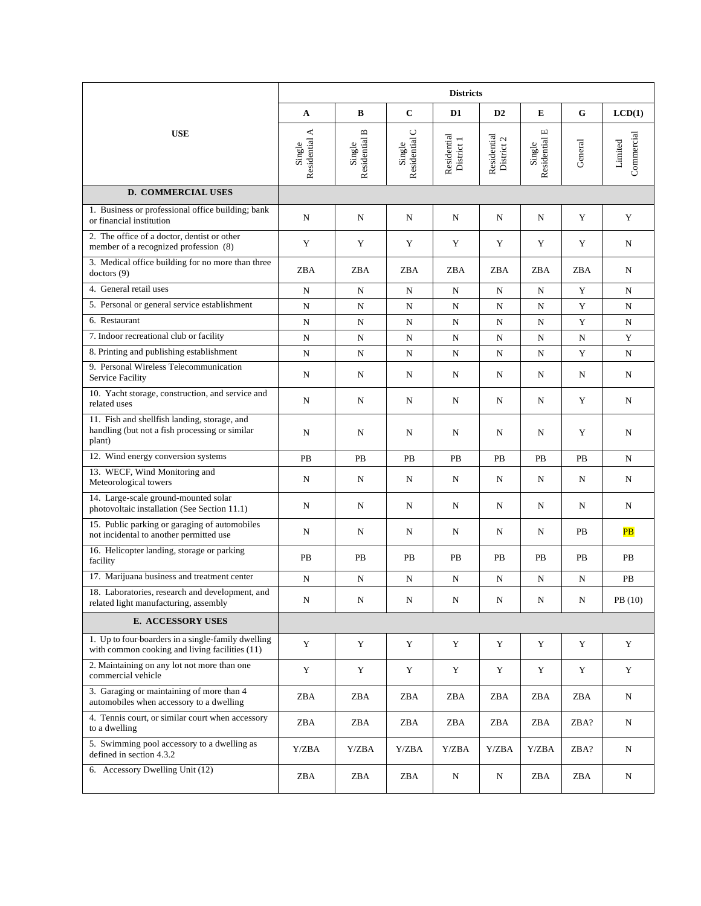| USE | Districts | | | | | | | |
|---|---|---|---|---|---|---|---|---|
| | A | B | C | D1 | D2 | E | G | LCD(1) |
| | Single Residential A | Single Residential B | Single Residential C | Residential District 1 | Residential District 2 | Single Residential E | General | Limited Commercial |
| **D. COMMERCIAL USES** | | | | | | | | |
| 1. Business or professional office building; bank or financial institution | N | N | N | N | N | N | Y | Y |
| 2. The office of a doctor, dentist or other member of a recognized profession (8) | Y | Y | Y | Y | Y | Y | Y | N |
| 3. Medical office building for no more than three doctors (9) | ZBA | ZBA | ZBA | ZBA | ZBA | ZBA | ZBA | N |
| 4. General retail uses | N | N | N | N | N | N | Y | N |
| 5. Personal or general service establishment | N | N | N | N | N | N | Y | N |
| 6. Restaurant | N | N | N | N | N | N | Y | N |
| 7. Indoor recreational club or facility | N | N | N | N | N | N | N | Y |
| 8. Printing and publishing establishment | N | N | N | N | N | N | Y | N |
| 9. Personal Wireless Telecommunication Service Facility | N | N | N | N | N | N | N | N |
| 10. Yacht storage, construction, and service and related uses | N | N | N | N | N | N | Y | N |
| 11. Fish and shellfish landing, storage, and handling (but not a fish processing or similar plant) | N | N | N | N | N | N | Y | N |
| 12. Wind energy conversion systems | PB | PB | PB | PB | PB | PB | PB | N |
| 13. WECF, Wind Monitoring and Meteorological towers | N | N | N | N | N | N | N | N |
| 14. Large-scale ground-mounted solar photovoltaic installation (See Section 11.1) | N | N | N | N | N | N | N | N |
| 15. Public parking or garaging of automobiles not incidental to another permitted use | N | N | N | N | N | N | PB | PB |
| 16. Helicopter landing, storage or parking facility | PB | PB | PB | PB | PB | PB | PB | PB |
| 17. Marijuana business and treatment center | N | N | N | N | N | N | N | PB |
| 18. Laboratories, research and development, and related light manufacturing, assembly | N | N | N | N | N | N | N | PB (10) |
| **E. ACCESSORY USES** | | | | | | | | |
| 1. Up to four-boarders in a single-family dwelling with common cooking and living facilities (11) | Y | Y | Y | Y | Y | Y | Y | Y |
| 2. Maintaining on any lot not more than one commercial vehicle | Y | Y | Y | Y | Y | Y | Y | Y |
| 3. Garaging or maintaining of more than 4 automobiles when accessory to a dwelling | ZBA | ZBA | ZBA | ZBA | ZBA | ZBA | ZBA | N |
| 4. Tennis court, or similar court when accessory to a dwelling | ZBA | ZBA | ZBA | ZBA | ZBA | ZBA | ZBA? | N |
| 5. Swimming pool accessory to a dwelling as defined in section 4.3.2 | Y/ZBA | Y/ZBA | Y/ZBA | Y/ZBA | Y/ZBA | Y/ZBA | ZBA? | N |
| 6. Accessory Dwelling Unit (12) | ZBA | ZBA | ZBA | N | N | ZBA | ZBA | N |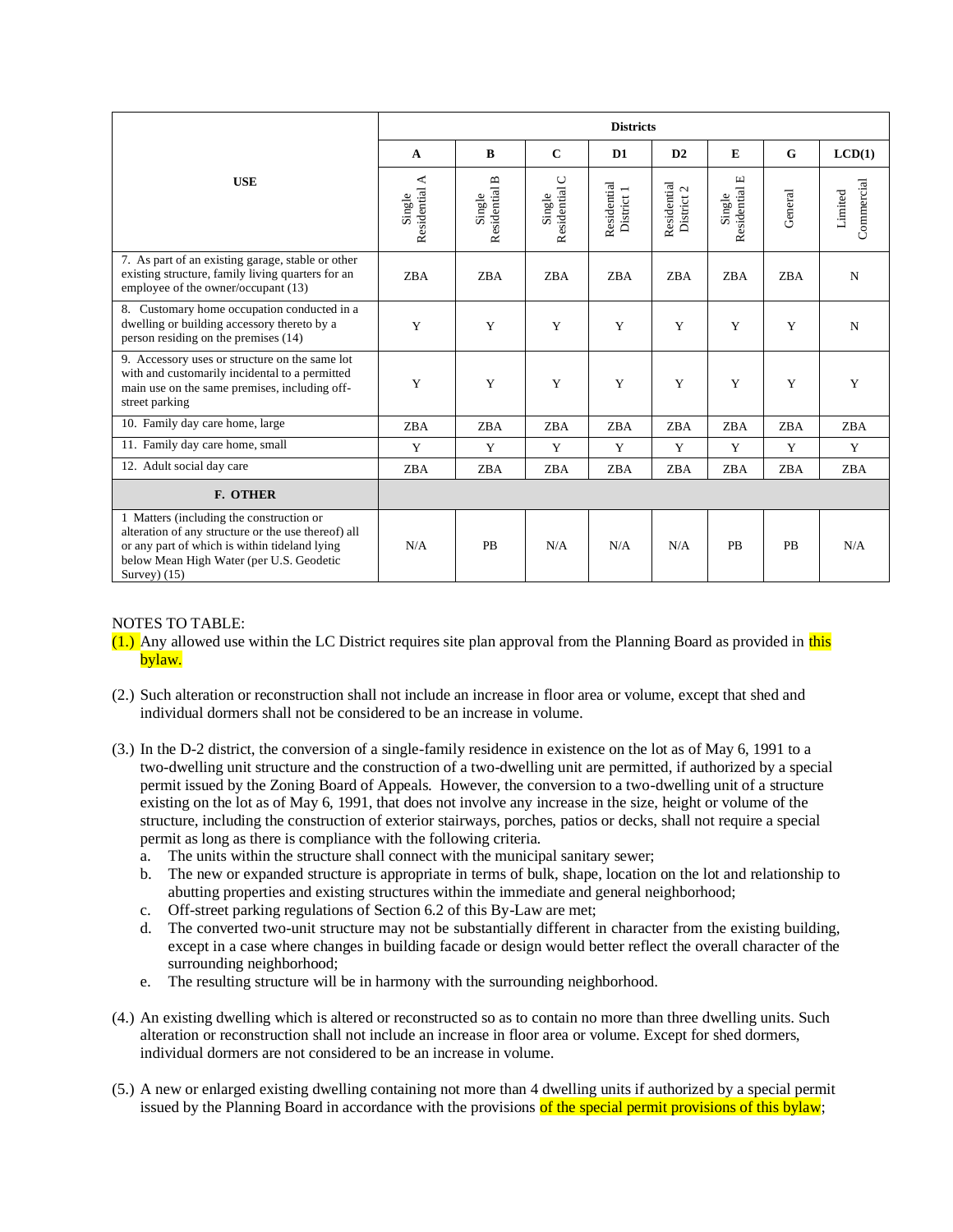| USE | Districts | | | | | | | |
|---|---|---|---|---|---|---|---|---|
| | A | B | C | D1 | D2 | E | G | LCD(1) |
| | Single Residential A | Single Residential B | Single Residential C | Residential District 1 | Residential District 2 | Single Residential E | General | Limited Commercial |
| 7. As part of an existing garage, stable or other existing structure, family living quarters for an employee of the owner/occupant (13) | ZBA | ZBA | ZBA | ZBA | ZBA | ZBA | ZBA | N |
| 8. Customary home occupation conducted in a dwelling or building accessory thereto by a person residing on the premises (14) | Y | Y | Y | Y | Y | Y | Y | N |
| 9. Accessory uses or structure on the same lot with and customarily incidental to a permitted main use on the same premises, including off-street parking | Y | Y | Y | Y | Y | Y | Y | Y |
| 10. Family day care home, large | ZBA | ZBA | ZBA | ZBA | ZBA | ZBA | ZBA | ZBA |
| 11. Family day care home, small | Y | Y | Y | Y | Y | Y | Y | Y |
| 12. Adult social day care | ZBA | ZBA | ZBA | ZBA | ZBA | ZBA | ZBA | ZBA |
| **F. OTHER** | | | | | | | | |
| 1 Matters (including the construction or alteration of any structure or the use thereof) all or any part of which is within tideland lying below Mean High Water (per U.S. Geodetic Survey) (15) | N/A | PB | N/A | N/A | N/A | PB | PB | N/A |

NOTES TO TABLE:

(1.) Any allowed use within the LC District requires site plan approval from the Planning Board as provided in this bylaw.

(2.) Such alteration or reconstruction shall not include an increase in floor area or volume, except that shed and individual dormers shall not be considered to be an increase in volume.

(3.) In the D-2 district, the conversion of a single-family residence in existence on the lot as of May 6, 1991 to a two-dwelling unit structure and the construction of a two-dwelling unit are permitted, if authorized by a special permit issued by the Zoning Board of Appeals. However, the conversion to a two-dwelling unit of a structure existing on the lot as of May 6, 1991, that does not involve any increase in the size, height or volume of the structure, including the construction of exterior stairways, porches, patios or decks, shall not require a special permit as long as there is compliance with the following criteria.
   a. The units within the structure shall connect with the municipal sanitary sewer;
   b. The new or expanded structure is appropriate in terms of bulk, shape, location on the lot and relationship to abutting properties and existing structures within the immediate and general neighborhood;
   c. Off-street parking regulations of Section 6.2 of this By-Law are met;
   d. The converted two-unit structure may not be substantially different in character from the existing building, except in a case where changes in building facade or design would better reflect the overall character of the surrounding neighborhood;
   e. The resulting structure will be in harmony with the surrounding neighborhood.

(4.) An existing dwelling which is altered or reconstructed so as to contain no more than three dwelling units. Such alteration or reconstruction shall not include an increase in floor area or volume. Except for shed dormers, individual dormers are not considered to be an increase in volume.

(5.) A new or enlarged existing dwelling containing not more than 4 dwelling units if authorized by a special permit issued by the Planning Board in accordance with the provisions of the special permit provisions of this bylaw;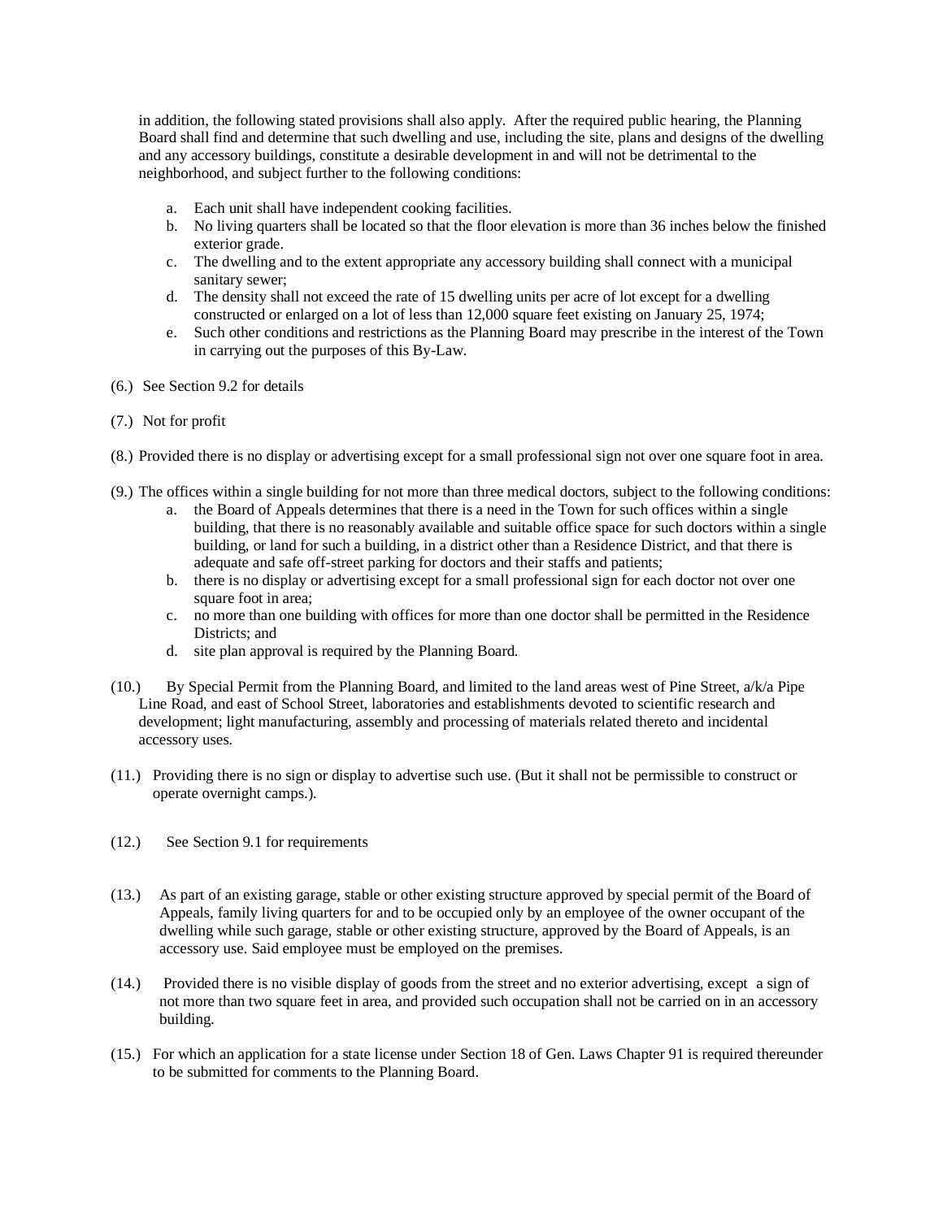in addition, the following stated provisions shall also apply. After the required public hearing, the Planning Board shall find and determine that such dwelling and use, including the site, plans and designs of the dwelling and any accessory buildings, constitute a desirable development in and will not be detrimental to the neighborhood, and subject further to the following conditions:

a. Each unit shall have independent cooking facilities.
b. No living quarters shall be located so that the floor elevation is more than 36 inches below the finished exterior grade.
c. The dwelling and to the extent appropriate any accessory building shall connect with a municipal sanitary sewer;
d. The density shall not exceed the rate of 15 dwelling units per acre of lot except for a dwelling constructed or enlarged on a lot of less than 12,000 square feet existing on January 25, 1974;
e. Such other conditions and restrictions as the Planning Board may prescribe in the interest of the Town in carrying out the purposes of this By-Law.

(6.) See Section 9.2 for details

(7.) Not for profit

(8.) Provided there is no display or advertising except for a small professional sign not over one square foot in area.

(9.) The offices within a single building for not more than three medical doctors, subject to the following conditions:

a. the Board of Appeals determines that there is a need in the Town for such offices within a single building, that there is no reasonably available and suitable office space for such doctors within a single building, or land for such a building, in a district other than a Residence District, and that there is adequate and safe off-street parking for doctors and their staffs and patients;
b. there is no display or advertising except for a small professional sign for each doctor not over one square foot in area;
c. no more than one building with offices for more than one doctor shall be permitted in the Residence Districts; and
d. site plan approval is required by the Planning Board.

(10.) By Special Permit from the Planning Board, and limited to the land areas west of Pine Street, a/k/a Pipe Line Road, and east of School Street, laboratories and establishments devoted to scientific research and development; light manufacturing, assembly and processing of materials related thereto and incidental accessory uses.

(11.) Providing there is no sign or display to advertise such use. (But it shall not be permissible to construct or operate overnight camps.).

(12.) See Section 9.1 for requirements

(13.) As part of an existing garage, stable or other existing structure approved by special permit of the Board of Appeals, family living quarters for and to be occupied only by an employee of the owner occupant of the dwelling while such garage, stable or other existing structure, approved by the Board of Appeals, is an accessory use. Said employee must be employed on the premises.

(14.) Provided there is no visible display of goods from the street and no exterior advertising, except a sign of not more than two square feet in area, and provided such occupation shall not be carried on in an accessory building.

(15.) For which an application for a state license under Section 18 of Gen. Laws Chapter 91 is required thereunder to be submitted for comments to the Planning Board.